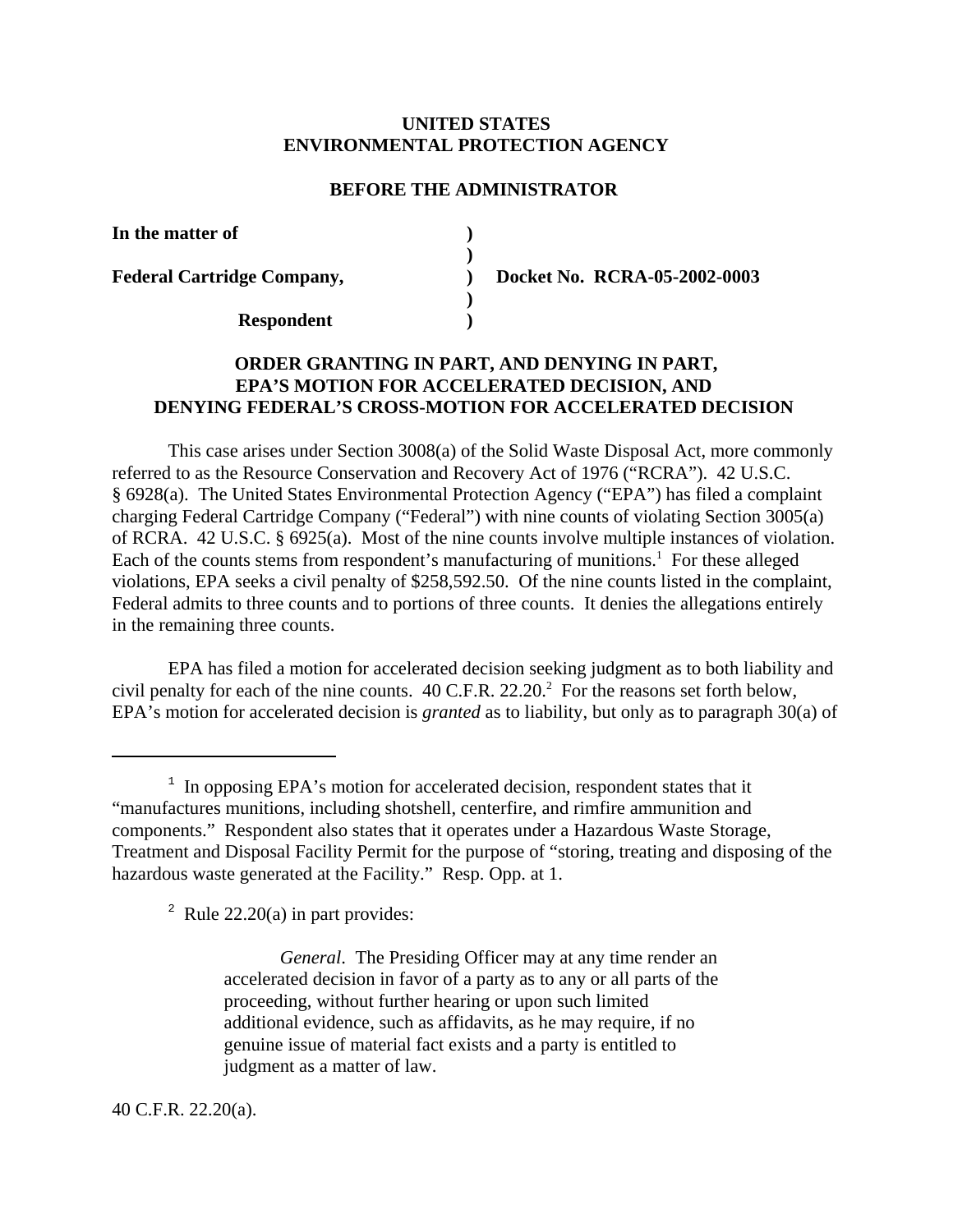**UNITED STATES**
**ENVIRONMENTAL PROTECTION AGENCY**

**BEFORE THE ADMINISTRATOR**

| | | |
|---|---|---|
| **In the matter of** | **)** | |
| | **)** | |
| **Federal Cartridge Company,** | **)** | **Docket No. RCRA-05-2002-0003** |
| | **)** | |
| **Respondent** | **)** | |

**ORDER GRANTING IN PART, AND DENYING IN PART, EPA'S MOTION FOR ACCELERATED DECISION, AND DENYING FEDERAL'S CROSS-MOTION FOR ACCELERATED DECISION**

This case arises under Section 3008(a) of the Solid Waste Disposal Act, more commonly referred to as the Resource Conservation and Recovery Act of 1976 ("RCRA"). 42 U.S.C. § 6928(a). The United States Environmental Protection Agency ("EPA") has filed a complaint charging Federal Cartridge Company ("Federal") with nine counts of violating Section 3005(a) of RCRA. 42 U.S.C. § 6925(a). Most of the nine counts involve multiple instances of violation. Each of the counts stems from respondent's manufacturing of munitions.[1] For these alleged violations, EPA seeks a civil penalty of $258,592.50. Of the nine counts listed in the complaint, Federal admits to three counts and to portions of three counts. It denies the allegations entirely in the remaining three counts.

EPA has filed a motion for accelerated decision seeking judgment as to both liability and civil penalty for each of the nine counts. 40 C.F.R. 22.20.[2] For the reasons set forth below, EPA's motion for accelerated decision is *granted* as to liability, but only as to paragraph 30(a) of

---

[1] In opposing EPA's motion for accelerated decision, respondent states that it "manufactures munitions, including shotshell, centerfire, and rimfire ammunition and components." Respondent also states that it operates under a Hazardous Waste Storage, Treatment and Disposal Facility Permit for the purpose of "storing, treating and disposing of the hazardous waste generated at the Facility." Resp. Opp. at 1.

[2] Rule 22.20(a) in part provides:

> *General*. The Presiding Officer may at any time render an accelerated decision in favor of a party as to any or all parts of the proceeding, without further hearing or upon such limited additional evidence, such as affidavits, as he may require, if no genuine issue of material fact exists and a party is entitled to judgment as a matter of law.

40 C.F.R. 22.20(a).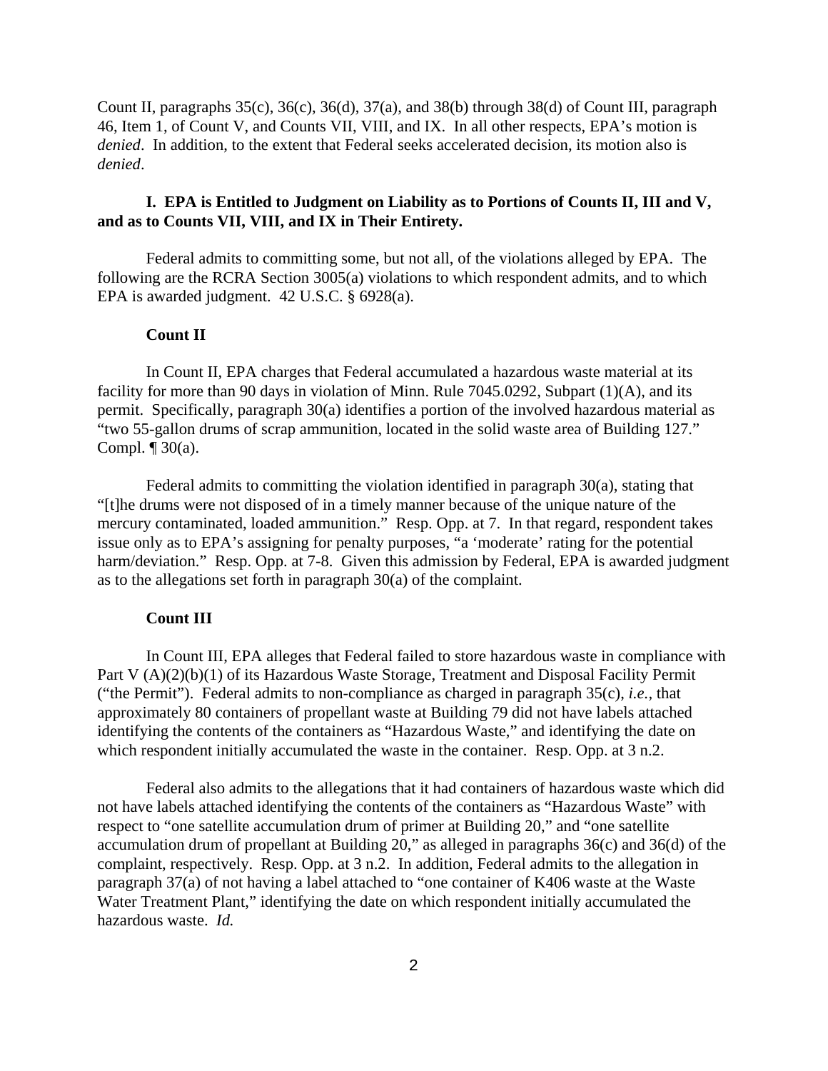Count II, paragraphs 35(c), 36(c), 36(d), 37(a), and 38(b) through 38(d) of Count III, paragraph 46, Item 1, of Count V, and Counts VII, VIII, and IX. In all other respects, EPA's motion is *denied*. In addition, to the extent that Federal seeks accelerated decision, its motion also is *denied*.

**I. EPA is Entitled to Judgment on Liability as to Portions of Counts II, III and V, and as to Counts VII, VIII, and IX in Their Entirety.**

Federal admits to committing some, but not all, of the violations alleged by EPA. The following are the RCRA Section 3005(a) violations to which respondent admits, and to which EPA is awarded judgment. 42 U.S.C. § 6928(a).

**Count II**

In Count II, EPA charges that Federal accumulated a hazardous waste material at its facility for more than 90 days in violation of Minn. Rule 7045.0292, Subpart (1)(A), and its permit. Specifically, paragraph 30(a) identifies a portion of the involved hazardous material as "two 55-gallon drums of scrap ammunition, located in the solid waste area of Building 127." Compl. ¶ 30(a).

Federal admits to committing the violation identified in paragraph 30(a), stating that "[t]he drums were not disposed of in a timely manner because of the unique nature of the mercury contaminated, loaded ammunition." Resp. Opp. at 7. In that regard, respondent takes issue only as to EPA's assigning for penalty purposes, "a 'moderate' rating for the potential harm/deviation." Resp. Opp. at 7-8. Given this admission by Federal, EPA is awarded judgment as to the allegations set forth in paragraph 30(a) of the complaint.

**Count III**

In Count III, EPA alleges that Federal failed to store hazardous waste in compliance with Part V (A)(2)(b)(1) of its Hazardous Waste Storage, Treatment and Disposal Facility Permit ("the Permit"). Federal admits to non-compliance as charged in paragraph 35(c), *i.e.*, that approximately 80 containers of propellant waste at Building 79 did not have labels attached identifying the contents of the containers as "Hazardous Waste," and identifying the date on which respondent initially accumulated the waste in the container. Resp. Opp. at 3 n.2.

Federal also admits to the allegations that it had containers of hazardous waste which did not have labels attached identifying the contents of the containers as "Hazardous Waste" with respect to "one satellite accumulation drum of primer at Building 20," and "one satellite accumulation drum of propellant at Building 20," as alleged in paragraphs 36(c) and 36(d) of the complaint, respectively. Resp. Opp. at 3 n.2. In addition, Federal admits to the allegation in paragraph 37(a) of not having a label attached to "one container of K406 waste at the Waste Water Treatment Plant," identifying the date on which respondent initially accumulated the hazardous waste. *Id.*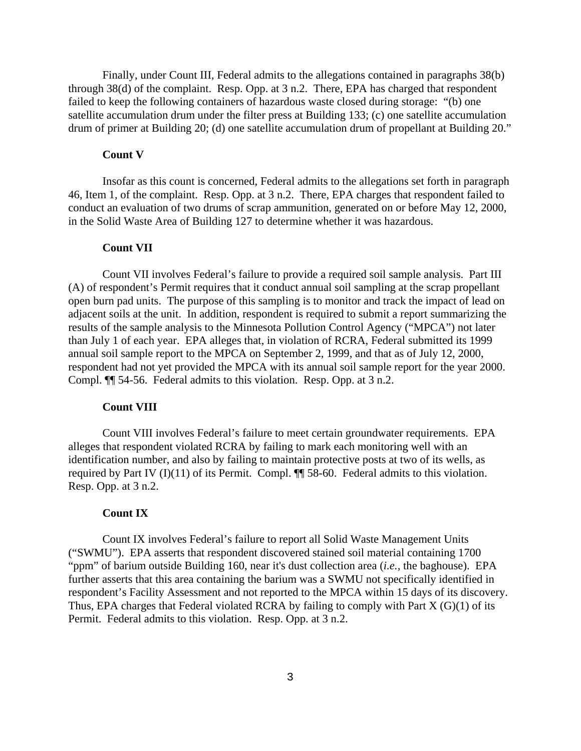Finally, under Count III, Federal admits to the allegations contained in paragraphs 38(b) through 38(d) of the complaint. Resp. Opp. at 3 n.2. There, EPA has charged that respondent failed to keep the following containers of hazardous waste closed during storage: "(b) one satellite accumulation drum under the filter press at Building 133; (c) one satellite accumulation drum of primer at Building 20; (d) one satellite accumulation drum of propellant at Building 20."

**Count V**

Insofar as this count is concerned, Federal admits to the allegations set forth in paragraph 46, Item 1, of the complaint. Resp. Opp. at 3 n.2. There, EPA charges that respondent failed to conduct an evaluation of two drums of scrap ammunition, generated on or before May 12, 2000, in the Solid Waste Area of Building 127 to determine whether it was hazardous.

**Count VII**

Count VII involves Federal's failure to provide a required soil sample analysis. Part III (A) of respondent's Permit requires that it conduct annual soil sampling at the scrap propellant open burn pad units. The purpose of this sampling is to monitor and track the impact of lead on adjacent soils at the unit. In addition, respondent is required to submit a report summarizing the results of the sample analysis to the Minnesota Pollution Control Agency ("MPCA") not later than July 1 of each year. EPA alleges that, in violation of RCRA, Federal submitted its 1999 annual soil sample report to the MPCA on September 2, 1999, and that as of July 12, 2000, respondent had not yet provided the MPCA with its annual soil sample report for the year 2000. Compl. ¶¶ 54-56. Federal admits to this violation. Resp. Opp. at 3 n.2.

**Count VIII**

Count VIII involves Federal's failure to meet certain groundwater requirements. EPA alleges that respondent violated RCRA by failing to mark each monitoring well with an identification number, and also by failing to maintain protective posts at two of its wells, as required by Part IV (I)(11) of its Permit. Compl. ¶¶ 58-60. Federal admits to this violation. Resp. Opp. at 3 n.2.

**Count IX**

Count IX involves Federal's failure to report all Solid Waste Management Units ("SWMU"). EPA asserts that respondent discovered stained soil material containing 1700 "ppm" of barium outside Building 160, near it's dust collection area (*i.e.*, the baghouse). EPA further asserts that this area containing the barium was a SWMU not specifically identified in respondent's Facility Assessment and not reported to the MPCA within 15 days of its discovery. Thus, EPA charges that Federal violated RCRA by failing to comply with Part X (G)(1) of its Permit. Federal admits to this violation. Resp. Opp. at 3 n.2.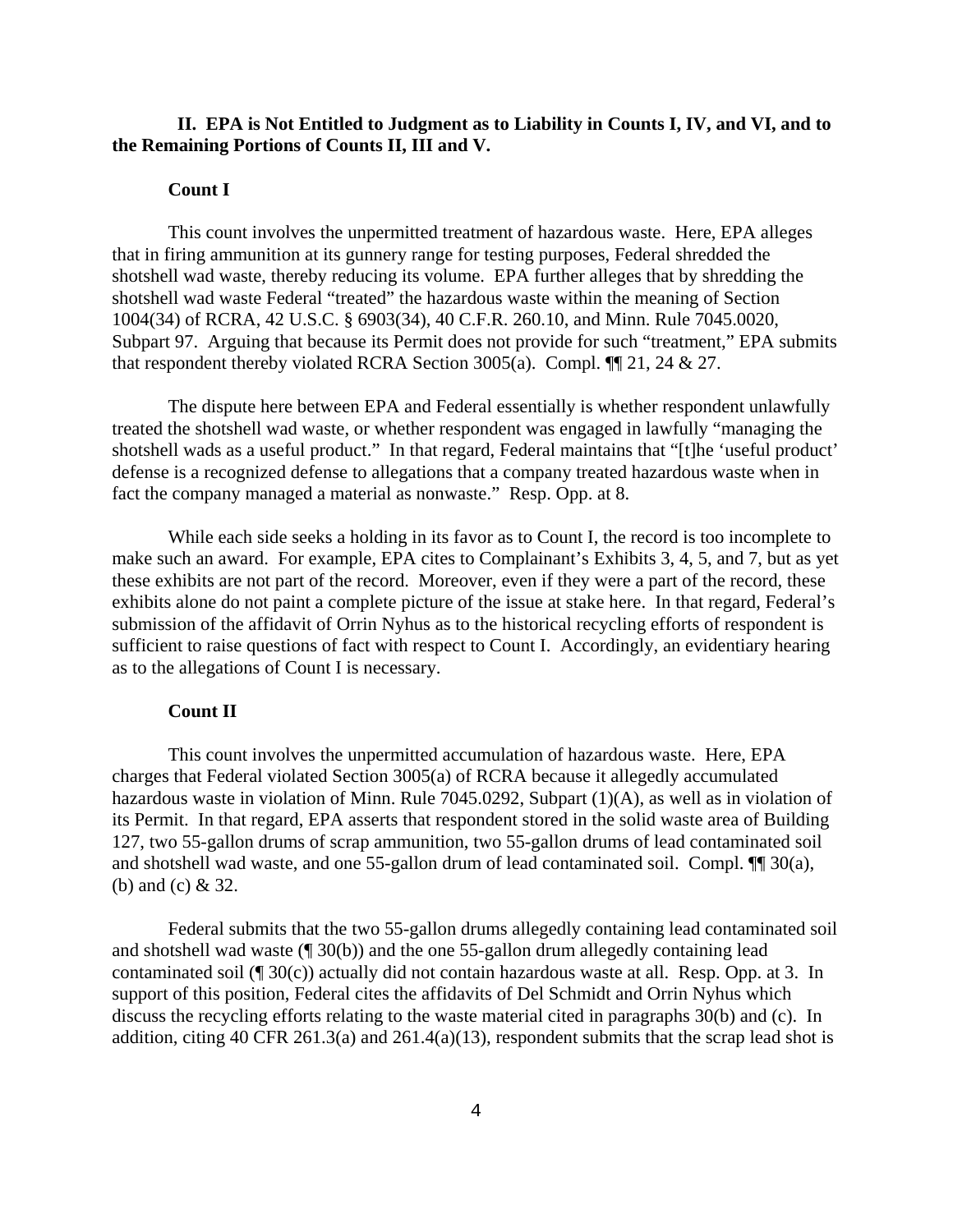## II. EPA is Not Entitled to Judgment as to Liability in Counts I, IV, and VI, and to the Remaining Portions of Counts II, III and V.

### Count I

This count involves the unpermitted treatment of hazardous waste. Here, EPA alleges that in firing ammunition at its gunnery range for testing purposes, Federal shredded the shotshell wad waste, thereby reducing its volume. EPA further alleges that by shredding the shotshell wad waste Federal "treated" the hazardous waste within the meaning of Section 1004(34) of RCRA, 42 U.S.C. § 6903(34), 40 C.F.R. 260.10, and Minn. Rule 7045.0020, Subpart 97. Arguing that because its Permit does not provide for such "treatment," EPA submits that respondent thereby violated RCRA Section 3005(a). Compl. ¶¶ 21, 24 & 27.

The dispute here between EPA and Federal essentially is whether respondent unlawfully treated the shotshell wad waste, or whether respondent was engaged in lawfully "managing the shotshell wads as a useful product." In that regard, Federal maintains that "[t]he 'useful product' defense is a recognized defense to allegations that a company treated hazardous waste when in fact the company managed a material as nonwaste." Resp. Opp. at 8.

While each side seeks a holding in its favor as to Count I, the record is too incomplete to make such an award. For example, EPA cites to Complainant's Exhibits 3, 4, 5, and 7, but as yet these exhibits are not part of the record. Moreover, even if they were a part of the record, these exhibits alone do not paint a complete picture of the issue at stake here. In that regard, Federal's submission of the affidavit of Orrin Nyhus as to the historical recycling efforts of respondent is sufficient to raise questions of fact with respect to Count I. Accordingly, an evidentiary hearing as to the allegations of Count I is necessary.

### Count II

This count involves the unpermitted accumulation of hazardous waste. Here, EPA charges that Federal violated Section 3005(a) of RCRA because it allegedly accumulated hazardous waste in violation of Minn. Rule 7045.0292, Subpart (1)(A), as well as in violation of its Permit. In that regard, EPA asserts that respondent stored in the solid waste area of Building 127, two 55-gallon drums of scrap ammunition, two 55-gallon drums of lead contaminated soil and shotshell wad waste, and one 55-gallon drum of lead contaminated soil. Compl. ¶¶ 30(a), (b) and (c) & 32.

Federal submits that the two 55-gallon drums allegedly containing lead contaminated soil and shotshell wad waste (¶ 30(b)) and the one 55-gallon drum allegedly containing lead contaminated soil (¶ 30(c)) actually did not contain hazardous waste at all. Resp. Opp. at 3. In support of this position, Federal cites the affidavits of Del Schmidt and Orrin Nyhus which discuss the recycling efforts relating to the waste material cited in paragraphs 30(b) and (c). In addition, citing 40 CFR 261.3(a) and 261.4(a)(13), respondent submits that the scrap lead shot is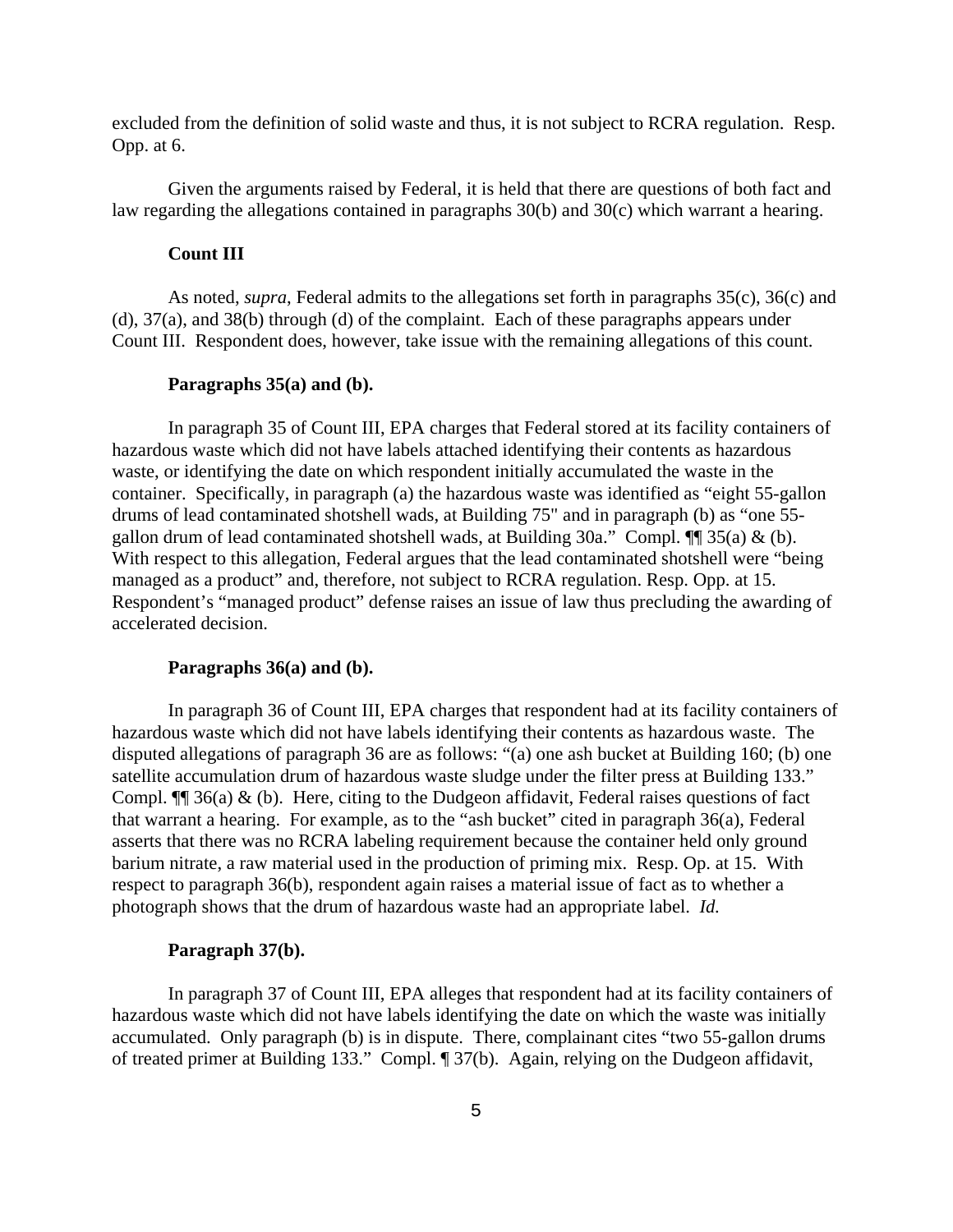excluded from the definition of solid waste and thus, it is not subject to RCRA regulation. Resp. Opp. at 6.

Given the arguments raised by Federal, it is held that there are questions of both fact and law regarding the allegations contained in paragraphs 30(b) and 30(c) which warrant a hearing.

**Count III**

As noted, *supra*, Federal admits to the allegations set forth in paragraphs 35(c), 36(c) and (d), 37(a), and 38(b) through (d) of the complaint. Each of these paragraphs appears under Count III. Respondent does, however, take issue with the remaining allegations of this count.

**Paragraphs 35(a) and (b).**

In paragraph 35 of Count III, EPA charges that Federal stored at its facility containers of hazardous waste which did not have labels attached identifying their contents as hazardous waste, or identifying the date on which respondent initially accumulated the waste in the container. Specifically, in paragraph (a) the hazardous waste was identified as "eight 55-gallon drums of lead contaminated shotshell wads, at Building 75" and in paragraph (b) as "one 55-gallon drum of lead contaminated shotshell wads, at Building 30a." Compl. ¶¶ 35(a) & (b). With respect to this allegation, Federal argues that the lead contaminated shotshell were "being managed as a product" and, therefore, not subject to RCRA regulation. Resp. Opp. at 15. Respondent's "managed product" defense raises an issue of law thus precluding the awarding of accelerated decision.

**Paragraphs 36(a) and (b).**

In paragraph 36 of Count III, EPA charges that respondent had at its facility containers of hazardous waste which did not have labels identifying their contents as hazardous waste. The disputed allegations of paragraph 36 are as follows: "(a) one ash bucket at Building 160; (b) one satellite accumulation drum of hazardous waste sludge under the filter press at Building 133." Compl. ¶¶ 36(a) & (b). Here, citing to the Dudgeon affidavit, Federal raises questions of fact that warrant a hearing. For example, as to the "ash bucket" cited in paragraph 36(a), Federal asserts that there was no RCRA labeling requirement because the container held only ground barium nitrate, a raw material used in the production of priming mix. Resp. Op. at 15. With respect to paragraph 36(b), respondent again raises a material issue of fact as to whether a photograph shows that the drum of hazardous waste had an appropriate label. *Id.*

**Paragraph 37(b).**

In paragraph 37 of Count III, EPA alleges that respondent had at its facility containers of hazardous waste which did not have labels identifying the date on which the waste was initially accumulated. Only paragraph (b) is in dispute. There, complainant cites "two 55-gallon drums of treated primer at Building 133." Compl. ¶ 37(b). Again, relying on the Dudgeon affidavit,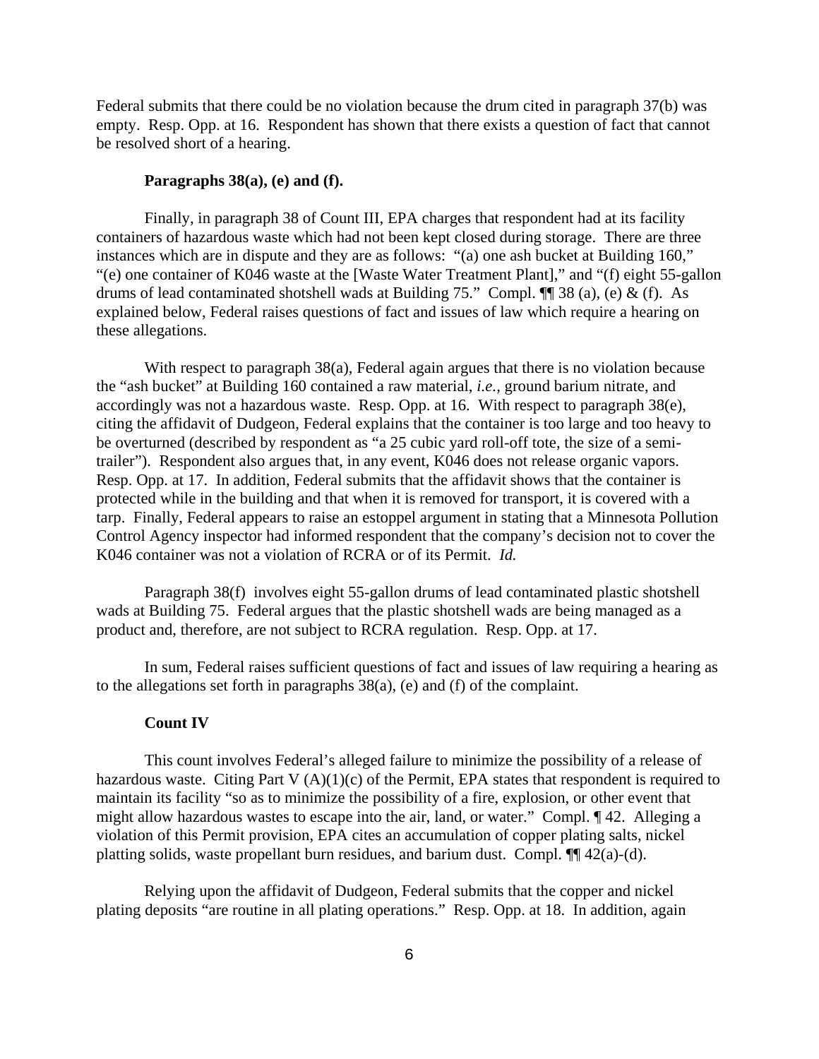Federal submits that there could be no violation because the drum cited in paragraph 37(b) was empty. Resp. Opp. at 16. Respondent has shown that there exists a question of fact that cannot be resolved short of a hearing.

**Paragraphs 38(a), (e) and (f).**

Finally, in paragraph 38 of Count III, EPA charges that respondent had at its facility containers of hazardous waste which had not been kept closed during storage. There are three instances which are in dispute and they are as follows: "(a) one ash bucket at Building 160," "(e) one container of K046 waste at the [Waste Water Treatment Plant]," and "(f) eight 55-gallon drums of lead contaminated shotshell wads at Building 75." Compl. ¶¶ 38 (a), (e) & (f). As explained below, Federal raises questions of fact and issues of law which require a hearing on these allegations.

With respect to paragraph 38(a), Federal again argues that there is no violation because the "ash bucket" at Building 160 contained a raw material, *i.e.,* ground barium nitrate, and accordingly was not a hazardous waste. Resp. Opp. at 16. With respect to paragraph 38(e), citing the affidavit of Dudgeon, Federal explains that the container is too large and too heavy to be overturned (described by respondent as "a 25 cubic yard roll-off tote, the size of a semi-trailer"). Respondent also argues that, in any event, K046 does not release organic vapors. Resp. Opp. at 17. In addition, Federal submits that the affidavit shows that the container is protected while in the building and that when it is removed for transport, it is covered with a tarp. Finally, Federal appears to raise an estoppel argument in stating that a Minnesota Pollution Control Agency inspector had informed respondent that the company's decision not to cover the K046 container was not a violation of RCRA or of its Permit. *Id.*

Paragraph 38(f) involves eight 55-gallon drums of lead contaminated plastic shotshell wads at Building 75. Federal argues that the plastic shotshell wads are being managed as a product and, therefore, are not subject to RCRA regulation. Resp. Opp. at 17.

In sum, Federal raises sufficient questions of fact and issues of law requiring a hearing as to the allegations set forth in paragraphs 38(a), (e) and (f) of the complaint.

**Count IV**

This count involves Federal's alleged failure to minimize the possibility of a release of hazardous waste. Citing Part V (A)(1)(c) of the Permit, EPA states that respondent is required to maintain its facility "so as to minimize the possibility of a fire, explosion, or other event that might allow hazardous wastes to escape into the air, land, or water." Compl. ¶ 42. Alleging a violation of this Permit provision, EPA cites an accumulation of copper plating salts, nickel platting solids, waste propellant burn residues, and barium dust. Compl. ¶¶ 42(a)-(d).

Relying upon the affidavit of Dudgeon, Federal submits that the copper and nickel plating deposits "are routine in all plating operations." Resp. Opp. at 18. In addition, again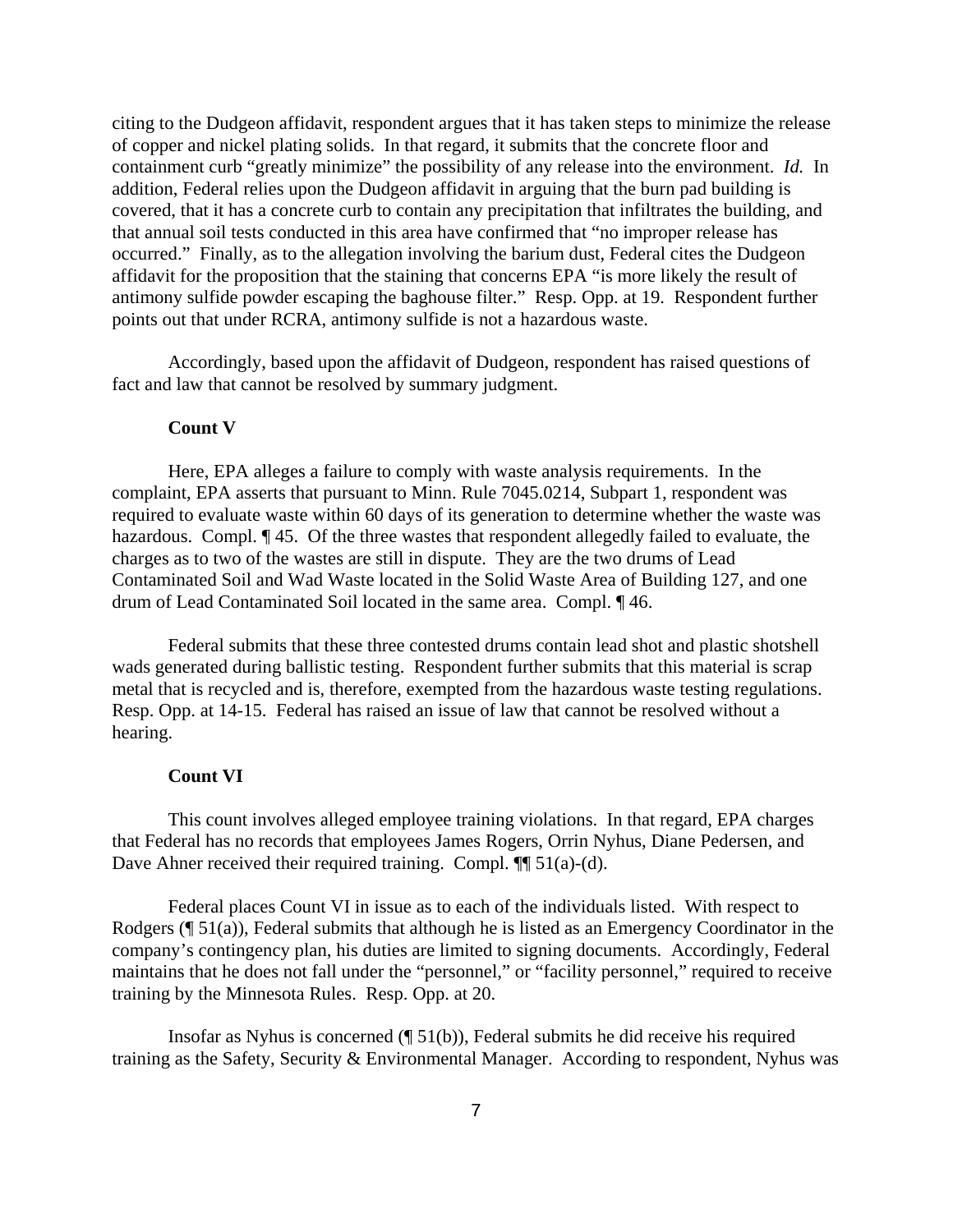citing to the Dudgeon affidavit, respondent argues that it has taken steps to minimize the release of copper and nickel plating solids. In that regard, it submits that the concrete floor and containment curb "greatly minimize" the possibility of any release into the environment. *Id.* In addition, Federal relies upon the Dudgeon affidavit in arguing that the burn pad building is covered, that it has a concrete curb to contain any precipitation that infiltrates the building, and that annual soil tests conducted in this area have confirmed that "no improper release has occurred." Finally, as to the allegation involving the barium dust, Federal cites the Dudgeon affidavit for the proposition that the staining that concerns EPA "is more likely the result of antimony sulfide powder escaping the baghouse filter." Resp. Opp. at 19. Respondent further points out that under RCRA, antimony sulfide is not a hazardous waste.

Accordingly, based upon the affidavit of Dudgeon, respondent has raised questions of fact and law that cannot be resolved by summary judgment.

**Count V**

Here, EPA alleges a failure to comply with waste analysis requirements. In the complaint, EPA asserts that pursuant to Minn. Rule 7045.0214, Subpart 1, respondent was required to evaluate waste within 60 days of its generation to determine whether the waste was hazardous. Compl. ¶ 45. Of the three wastes that respondent allegedly failed to evaluate, the charges as to two of the wastes are still in dispute. They are the two drums of Lead Contaminated Soil and Wad Waste located in the Solid Waste Area of Building 127, and one drum of Lead Contaminated Soil located in the same area. Compl. ¶ 46.

Federal submits that these three contested drums contain lead shot and plastic shotshell wads generated during ballistic testing. Respondent further submits that this material is scrap metal that is recycled and is, therefore, exempted from the hazardous waste testing regulations. Resp. Opp. at 14-15. Federal has raised an issue of law that cannot be resolved without a hearing.

**Count VI**

This count involves alleged employee training violations. In that regard, EPA charges that Federal has no records that employees James Rogers, Orrin Nyhus, Diane Pedersen, and Dave Ahner received their required training. Compl. ¶¶ 51(a)-(d).

Federal places Count VI in issue as to each of the individuals listed. With respect to Rodgers (¶ 51(a)), Federal submits that although he is listed as an Emergency Coordinator in the company's contingency plan, his duties are limited to signing documents. Accordingly, Federal maintains that he does not fall under the "personnel," or "facility personnel," required to receive training by the Minnesota Rules. Resp. Opp. at 20.

Insofar as Nyhus is concerned (¶ 51(b)), Federal submits he did receive his required training as the Safety, Security & Environmental Manager. According to respondent, Nyhus was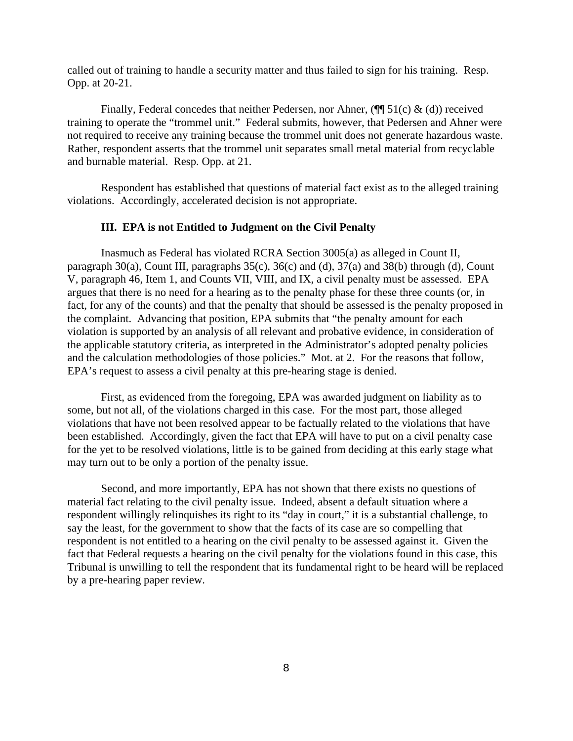called out of training to handle a security matter and thus failed to sign for his training. Resp. Opp. at 20-21.

Finally, Federal concedes that neither Pedersen, nor Ahner, (¶¶ 51(c) & (d)) received training to operate the "trommel unit." Federal submits, however, that Pedersen and Ahner were not required to receive any training because the trommel unit does not generate hazardous waste. Rather, respondent asserts that the trommel unit separates small metal material from recyclable and burnable material. Resp. Opp. at 21.

Respondent has established that questions of material fact exist as to the alleged training violations. Accordingly, accelerated decision is not appropriate.

### III. EPA is not Entitled to Judgment on the Civil Penalty

Inasmuch as Federal has violated RCRA Section 3005(a) as alleged in Count II, paragraph 30(a), Count III, paragraphs 35(c), 36(c) and (d), 37(a) and 38(b) through (d), Count V, paragraph 46, Item 1, and Counts VII, VIII, and IX, a civil penalty must be assessed. EPA argues that there is no need for a hearing as to the penalty phase for these three counts (or, in fact, for any of the counts) and that the penalty that should be assessed is the penalty proposed in the complaint. Advancing that position, EPA submits that "the penalty amount for each violation is supported by an analysis of all relevant and probative evidence, in consideration of the applicable statutory criteria, as interpreted in the Administrator's adopted penalty policies and the calculation methodologies of those policies." Mot. at 2. For the reasons that follow, EPA's request to assess a civil penalty at this pre-hearing stage is denied.

First, as evidenced from the foregoing, EPA was awarded judgment on liability as to some, but not all, of the violations charged in this case. For the most part, those alleged violations that have not been resolved appear to be factually related to the violations that have been established. Accordingly, given the fact that EPA will have to put on a civil penalty case for the yet to be resolved violations, little is to be gained from deciding at this early stage what may turn out to be only a portion of the penalty issue.

Second, and more importantly, EPA has not shown that there exists no questions of material fact relating to the civil penalty issue. Indeed, absent a default situation where a respondent willingly relinquishes its right to its "day in court," it is a substantial challenge, to say the least, for the government to show that the facts of its case are so compelling that respondent is not entitled to a hearing on the civil penalty to be assessed against it. Given the fact that Federal requests a hearing on the civil penalty for the violations found in this case, this Tribunal is unwilling to tell the respondent that its fundamental right to be heard will be replaced by a pre-hearing paper review.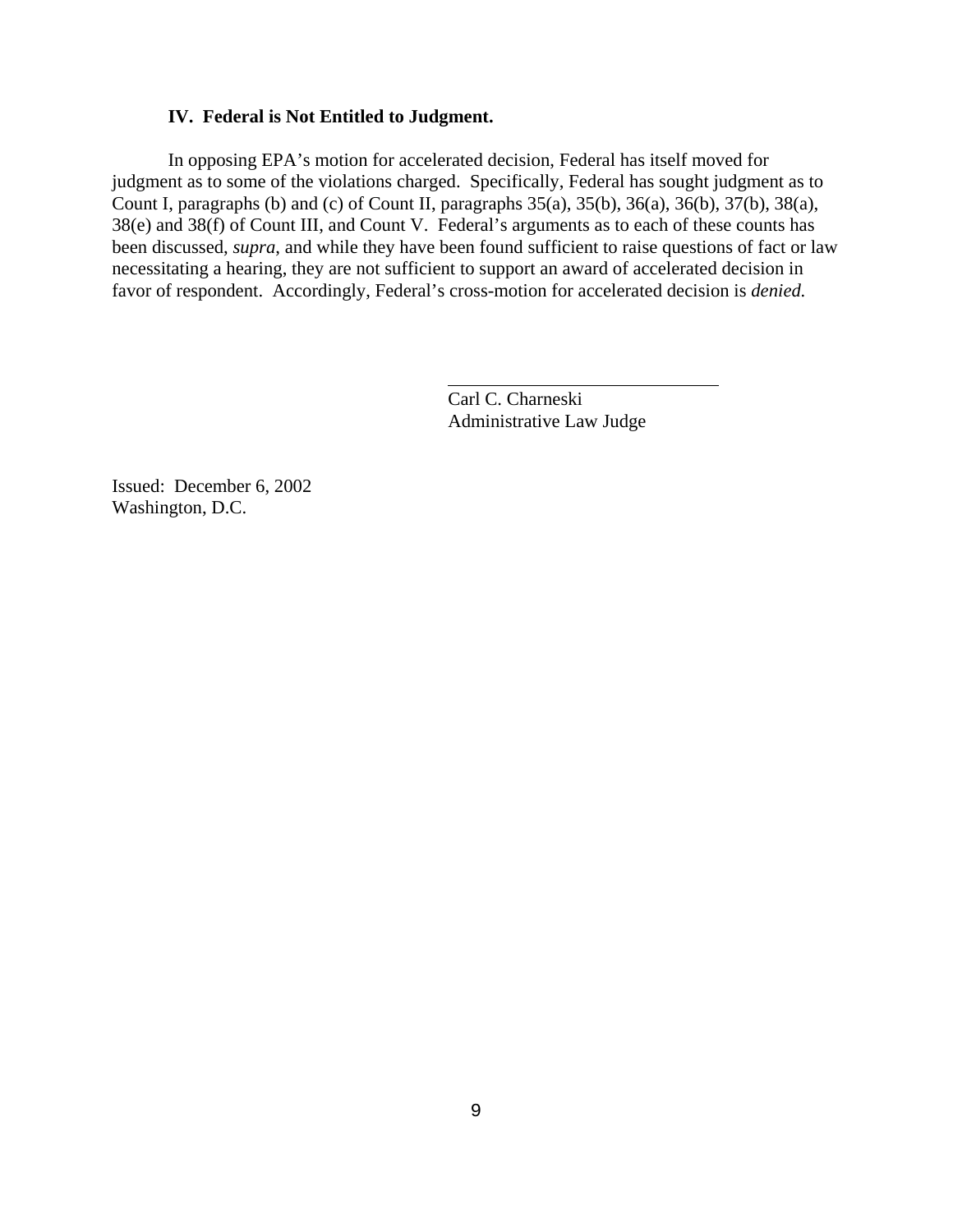**IV. Federal is Not Entitled to Judgment.**

In opposing EPA's motion for accelerated decision, Federal has itself moved for judgment as to some of the violations charged. Specifically, Federal has sought judgment as to Count I, paragraphs (b) and (c) of Count II, paragraphs 35(a), 35(b), 36(a), 36(b), 37(b), 38(a), 38(e) and 38(f) of Count III, and Count V. Federal's arguments as to each of these counts has been discussed, *supra*, and while they have been found sufficient to raise questions of fact or law necessitating a hearing, they are not sufficient to support an award of accelerated decision in favor of respondent. Accordingly, Federal's cross-motion for accelerated decision is *denied.*

Carl C. Charneski
Administrative Law Judge

Issued: December 6, 2002
Washington, D.C.